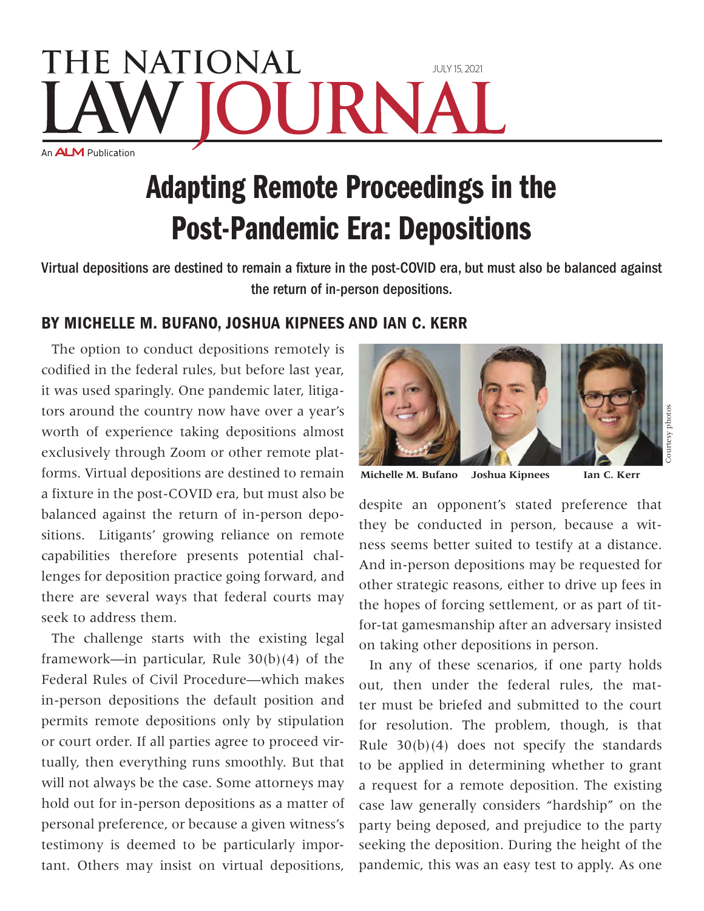# Adapting Remote Proceedings in the Post-Pandemic Era: Depositions

**Virtual depositions are destined to remain a fixture in the post-COVID era, but must also be balanced against the return of in-person depositions.**

## BY MICHELLE M. BUFANO, JOSHUA KIPNEES AND IAN C. KERR

The option to conduct depositions remotely is codified in the federal rules, but before last year, it was used sparingly. One pandemic later, litigators around the country now have over a year's worth of experience taking depositions almost exclusively through Zoom or other remote platforms. Virtual depositions are destined to remain a fixture in the post-COVID era, but must also be balanced against the return of in-person depositions. Litigants' growing reliance on remote capabilities therefore presents potential challenges for deposition practice going forward, and there are several ways that federal courts may seek to address them.

The challenge starts with the existing legal framework—in particular, Rule 30(b)(4) of the Federal Rules of Civil Procedure—which makes in-person depositions the default position and permits remote depositions only by stipulation or court order. If all parties agree to proceed virtually, then everything runs smoothly. But that will not always be the case. Some attorneys may hold out for in-person depositions as a matter of personal preference, or because a given witness's testimony is deemed to be particularly important. Others may insist on virtual depositions,

Michelle M. Bufano Joshua Kipnees Ian C. Kerr

Courtesy photos

despite an opponent's stated preference that they be conducted in person, because a witness seems better suited to testify at a distance. And in-person depositions may be requested for other strategic reasons, either to drive up fees in the hopes of forcing settlement, or as part of tit-for-tat gamesmanship after an adversary insisted on taking other depositions in person.

In any of these scenarios, if one party holds out, then under the federal rules, the matter must be briefed and submitted to the court for resolution. The problem, though, is that Rule 30(b)(4) does not specify the standards to be applied in determining whether to grant a request for a remote deposition. The existing case law generally considers "hardship" on the party being deposed, and prejudice to the party seeking the deposition. During the height of the pandemic, this was an easy test to apply. As one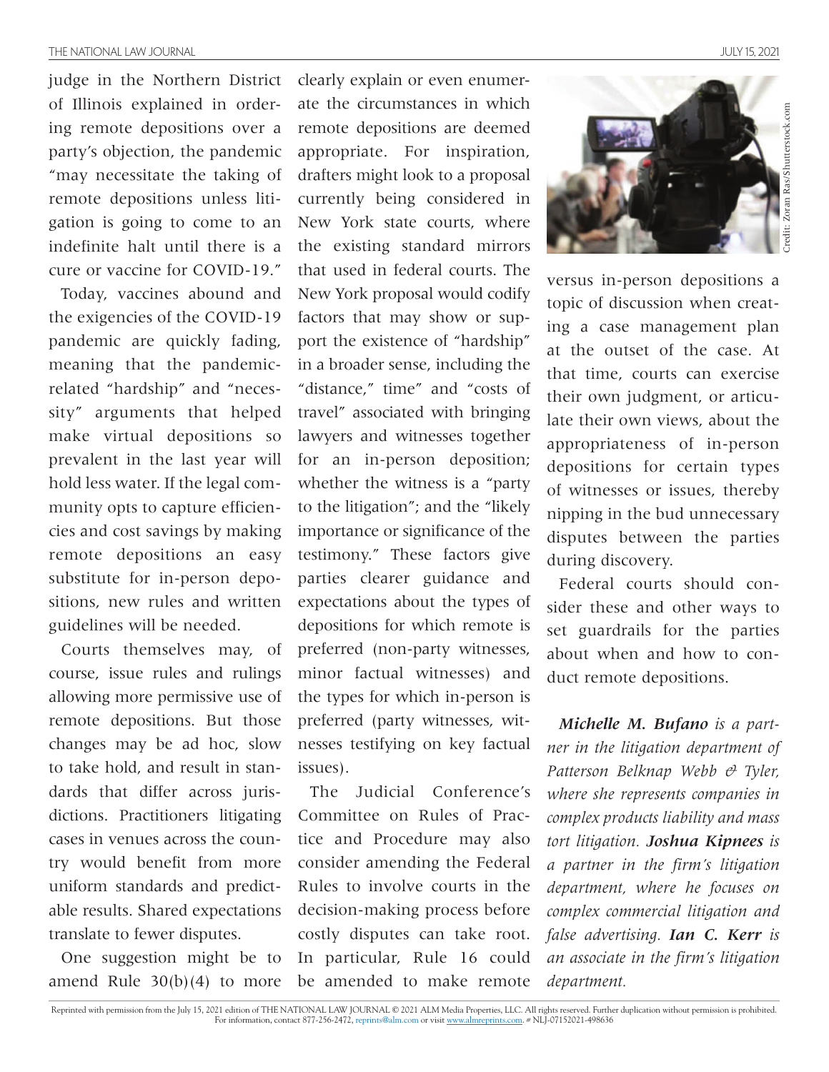judge in the Northern District of Illinois explained in ordering remote depositions over a party's objection, the pandemic "may necessitate the taking of remote depositions unless litigation is going to come to an indefinite halt until there is a cure or vaccine for COVID-19."

Today, vaccines abound and the exigencies of the COVID-19 pandemic are quickly fading, meaning that the pandemic-related "hardship" and "necessity" arguments that helped make virtual depositions so prevalent in the last year will hold less water. If the legal community opts to capture efficiencies and cost savings by making remote depositions an easy substitute for in-person depositions, new rules and written guidelines will be needed.

Courts themselves may, of course, issue rules and rulings allowing more permissive use of remote depositions. But those changes may be ad hoc, slow to take hold, and result in standards that differ across jurisdictions. Practitioners litigating cases in venues across the country would benefit from more uniform standards and predictable results. Shared expectations translate to fewer disputes.

One suggestion might be to amend Rule 30(b)(4) to more clearly explain or even enumerate the circumstances in which remote depositions are deemed appropriate. For inspiration, drafters might look to a proposal currently being considered in New York state courts, where the existing standard mirrors that used in federal courts. The New York proposal would codify factors that may show or support the existence of "hardship" in a broader sense, including the "distance," time" and "costs of travel" associated with bringing lawyers and witnesses together for an in-person deposition; whether the witness is a "party to the litigation"; and the "likely importance or significance of the testimony." These factors give parties clearer guidance and expectations about the types of depositions for which remote is preferred (non-party witnesses, minor factual witnesses) and the types for which in-person is preferred (party witnesses, witnesses testifying on key factual issues).

The Judicial Conference's Committee on Rules of Practice and Procedure may also consider amending the Federal Rules to involve courts in the decision-making process before costly disputes can take root. In particular, Rule 16 could be amended to make remote versus in-person depositions a topic of discussion when creating a case management plan at the outset of the case. At that time, courts can exercise their own judgment, or articulate their own views, about the appropriateness of in-person depositions for certain types of witnesses or issues, thereby nipping in the bud unnecessary disputes between the parties during discovery.

Federal courts should consider these and other ways to set guardrails for the parties about when and how to conduct remote depositions.

Credit: Zoran Ras/Shutterstock.com

***Michelle M. Bufano*** *is a partner in the litigation department of Patterson Belknap Webb & Tyler, where she represents companies in complex products liability and mass tort litigation.* ***Joshua Kipnees*** *is a partner in the firm's litigation department, where he focuses on complex commercial litigation and false advertising.* ***Ian C. Kerr*** *is an associate in the firm's litigation department.*

Reprinted with permission from the July 15, 2021 edition of THE NATIONAL LAW JOURNAL © 2021 ALM Media Properties, LLC. All rights reserved. Further duplication without permission is prohibited. For information, contact 877-256-2472, reprints@alm.com or visit www.almreprints.com. # NLJ-07152021-498636